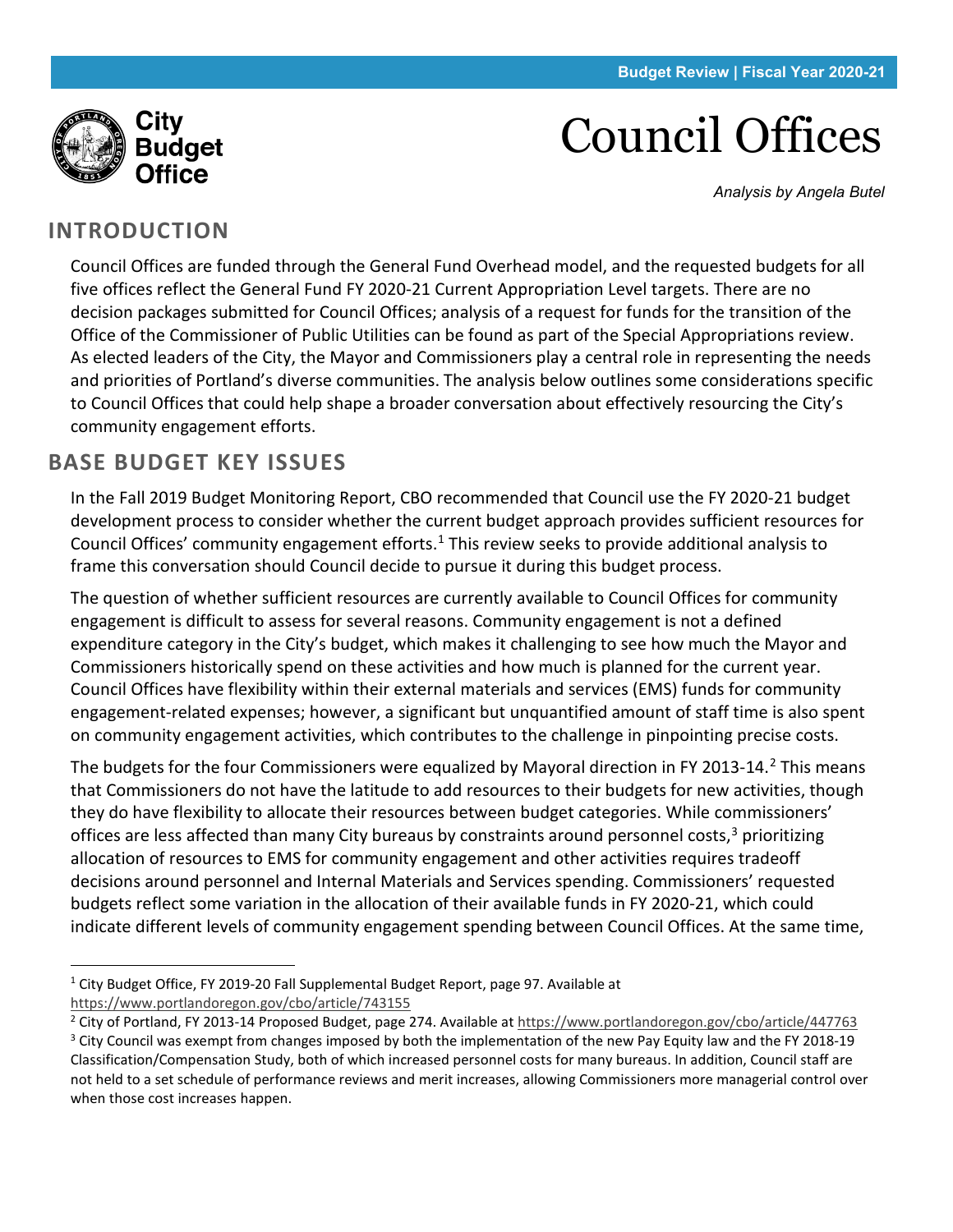# Council Offices

*Analysis by Angela Butel*

## INTRODUCTION

Council Offices are funded through the General Fund Overhead model, and the requested budgets for all five offices reflect the General Fund FY 2020-21 Current Appropriation Level targets. There are no decision packages submitted for Council Offices; analysis of a request for funds for the transition of the Office of the Commissioner of Public Utilities can be found as part of the Special Appropriations review. As elected leaders of the City, the Mayor and Commissioners play a central role in representing the needs and priorities of Portland's diverse communities. The analysis below outlines some considerations specific to Council Offices that could help shape a broader conversation about effectively resourcing the City's community engagement efforts.

## BASE BUDGET KEY ISSUES

In the Fall 2019 Budget Monitoring Report, CBO recommended that Council use the FY 2020-21 budget development process to consider whether the current budget approach provides sufficient resources for Council Offices' community engagement efforts.[1] This review seeks to provide additional analysis to frame this conversation should Council decide to pursue it during this budget process.

The question of whether sufficient resources are currently available to Council Offices for community engagement is difficult to assess for several reasons. Community engagement is not a defined expenditure category in the City's budget, which makes it challenging to see how much the Mayor and Commissioners historically spend on these activities and how much is planned for the current year. Council Offices have flexibility within their external materials and services (EMS) funds for community engagement-related expenses; however, a significant but unquantified amount of staff time is also spent on community engagement activities, which contributes to the challenge in pinpointing precise costs.

The budgets for the four Commissioners were equalized by Mayoral direction in FY 2013-14.[2] This means that Commissioners do not have the latitude to add resources to their budgets for new activities, though they do have flexibility to allocate their resources between budget categories. While commissioners' offices are less affected than many City bureaus by constraints around personnel costs,[3] prioritizing allocation of resources to EMS for community engagement and other activities requires tradeoff decisions around personnel and Internal Materials and Services spending. Commissioners' requested budgets reflect some variation in the allocation of their available funds in FY 2020-21, which could indicate different levels of community engagement spending between Council Offices. At the same time,

[1] City Budget Office, FY 2019-20 Fall Supplemental Budget Report, page 97. Available at https://www.portlandoregon.gov/cbo/article/743155

[2] City of Portland, FY 2013-14 Proposed Budget, page 274. Available at https://www.portlandoregon.gov/cbo/article/447763

[3] City Council was exempt from changes imposed by both the implementation of the new Pay Equity law and the FY 2018-19 Classification/Compensation Study, both of which increased personnel costs for many bureaus. In addition, Council staff are not held to a set schedule of performance reviews and merit increases, allowing Commissioners more managerial control over when those cost increases happen.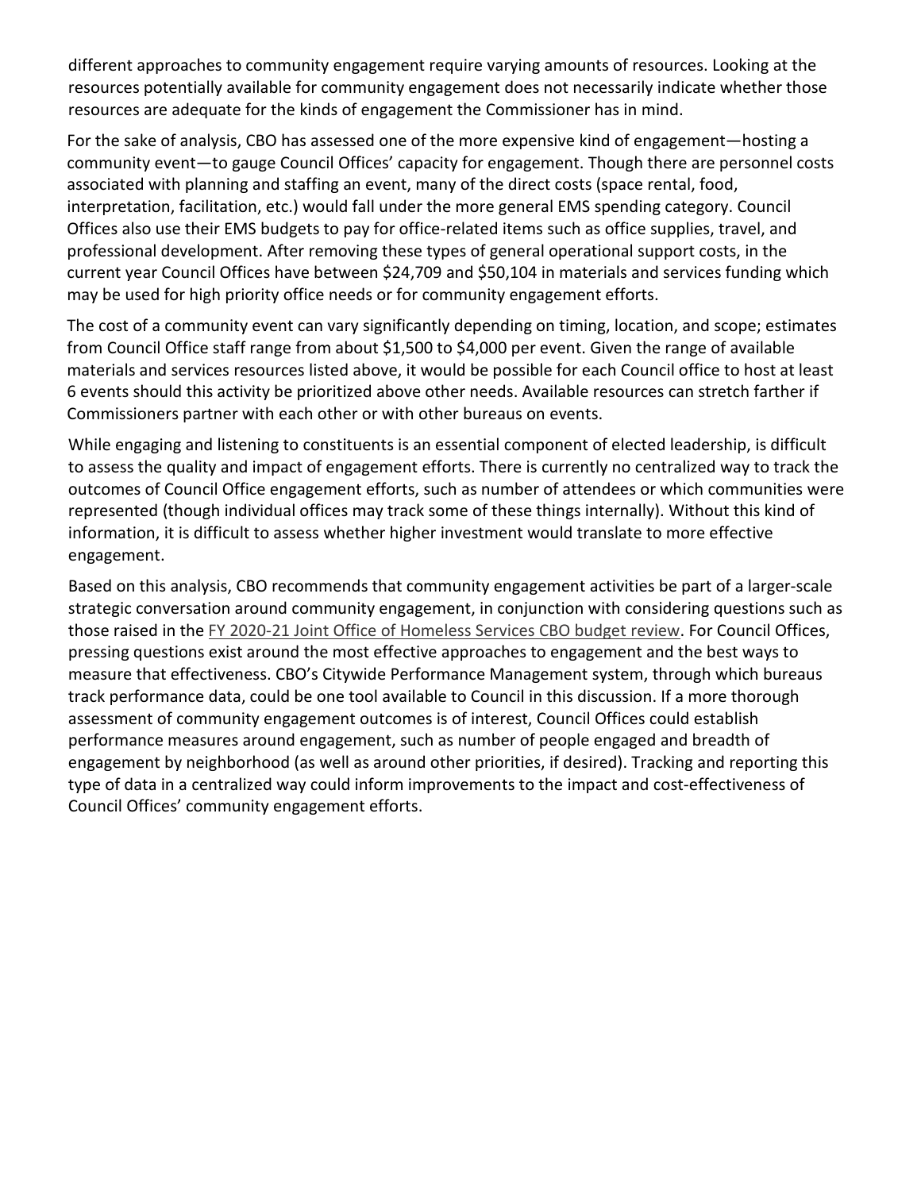different approaches to community engagement require varying amounts of resources. Looking at the resources potentially available for community engagement does not necessarily indicate whether those resources are adequate for the kinds of engagement the Commissioner has in mind.

For the sake of analysis, CBO has assessed one of the more expensive kind of engagement—hosting a community event—to gauge Council Offices' capacity for engagement. Though there are personnel costs associated with planning and staffing an event, many of the direct costs (space rental, food, interpretation, facilitation, etc.) would fall under the more general EMS spending category. Council Offices also use their EMS budgets to pay for office-related items such as office supplies, travel, and professional development. After removing these types of general operational support costs, in the current year Council Offices have between $24,709 and $50,104 in materials and services funding which may be used for high priority office needs or for community engagement efforts.

The cost of a community event can vary significantly depending on timing, location, and scope; estimates from Council Office staff range from about $1,500 to $4,000 per event. Given the range of available materials and services resources listed above, it would be possible for each Council office to host at least 6 events should this activity be prioritized above other needs. Available resources can stretch farther if Commissioners partner with each other or with other bureaus on events.

While engaging and listening to constituents is an essential component of elected leadership, is difficult to assess the quality and impact of engagement efforts. There is currently no centralized way to track the outcomes of Council Office engagement efforts, such as number of attendees or which communities were represented (though individual offices may track some of these things internally). Without this kind of information, it is difficult to assess whether higher investment would translate to more effective engagement.

Based on this analysis, CBO recommends that community engagement activities be part of a larger-scale strategic conversation around community engagement, in conjunction with considering questions such as those raised in the FY 2020-21 Joint Office of Homeless Services CBO budget review. For Council Offices, pressing questions exist around the most effective approaches to engagement and the best ways to measure that effectiveness. CBO's Citywide Performance Management system, through which bureaus track performance data, could be one tool available to Council in this discussion. If a more thorough assessment of community engagement outcomes is of interest, Council Offices could establish performance measures around engagement, such as number of people engaged and breadth of engagement by neighborhood (as well as around other priorities, if desired). Tracking and reporting this type of data in a centralized way could inform improvements to the impact and cost-effectiveness of Council Offices' community engagement efforts.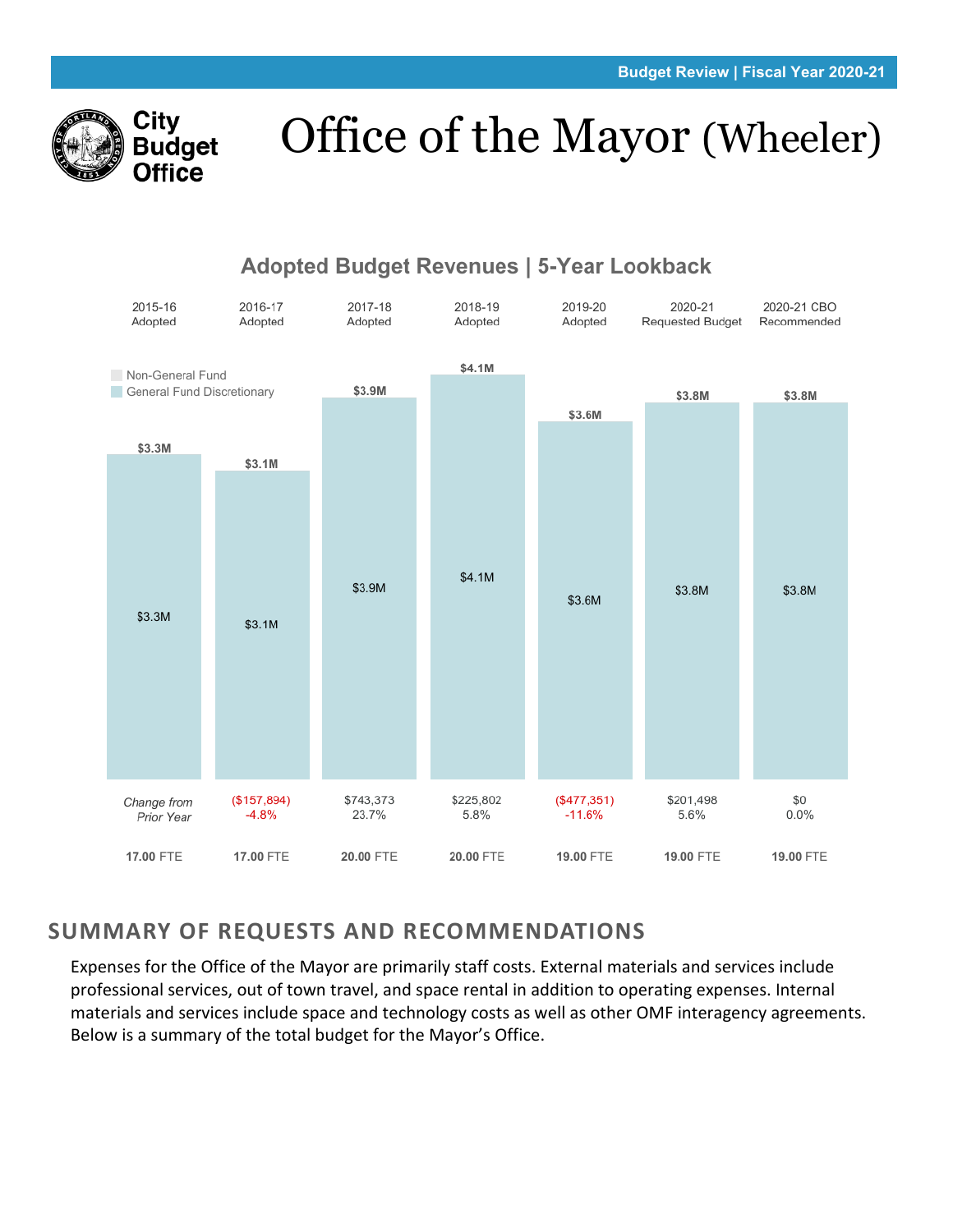# Office of the Mayor (Wheeler)

City Budget Office

## Adopted Budget Revenues | 5-Year Lookback

| | 2015-16 Adopted | 2016-17 Adopted | 2017-18 Adopted | 2018-19 Adopted | 2019-20 Adopted | 2020-21 Requested Budget | 2020-21 CBO Recommended |
|---|---|---|---|---|---|---|---|
| General Fund Discretionary | $3.3M | $3.1M | $3.9M | $4.1M | $3.6M | $3.8M | $3.8M |
| Total | $3.3M | $3.1M | $3.9M | $4.1M | $3.6M | $3.8M | $3.8M |
| *Change from Prior Year* | | ($157,894) -4.8% | $743,373 23.7% | $225,802 5.8% | ($477,351) -11.6% | $201,498 5.6% | $0 0.0% |
| FTE | **17.00** FTE | **17.00** FTE | **20.00** FTE | **20.00** FTE | **19.00** FTE | **19.00** FTE | **19.00** FTE |

Legend: Non-General Fund; General Fund Discretionary

## SUMMARY OF REQUESTS AND RECOMMENDATIONS

Expenses for the Office of the Mayor are primarily staff costs. External materials and services include professional services, out of town travel, and space rental in addition to operating expenses. Internal materials and services include space and technology costs as well as other OMF interagency agreements. Below is a summary of the total budget for the Mayor's Office.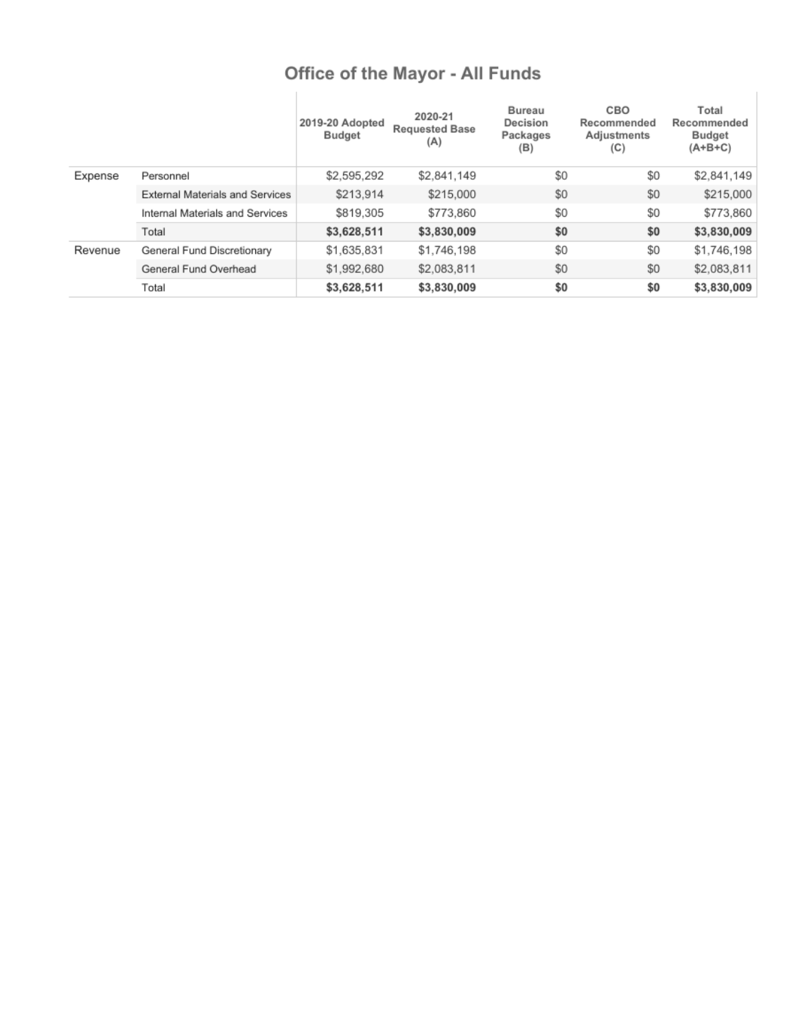## Office of the Mayor - All Funds

| | | 2019-20 Adopted Budget | 2020-21 Requested Base (A) | Bureau Decision Packages (B) | CBO Recommended Adjustments (C) | Total Recommended Budget (A+B+C) |
|---|---|---|---|---|---|---|
| Expense | Personnel | $2,595,292 | $2,841,149 | $0 | $0 | $2,841,149 |
| | External Materials and Services | $213,914 | $215,000 | $0 | $0 | $215,000 |
| | Internal Materials and Services | $819,305 | $773,860 | $0 | $0 | $773,860 |
| | Total | **$3,628,511** | **$3,830,009** | **$0** | **$0** | **$3,830,009** |
| Revenue | General Fund Discretionary | $1,635,831 | $1,746,198 | $0 | $0 | $1,746,198 |
| | General Fund Overhead | $1,992,680 | $2,083,811 | $0 | $0 | $2,083,811 |
| | Total | **$3,628,511** | **$3,830,009** | **$0** | **$0** | **$3,830,009** |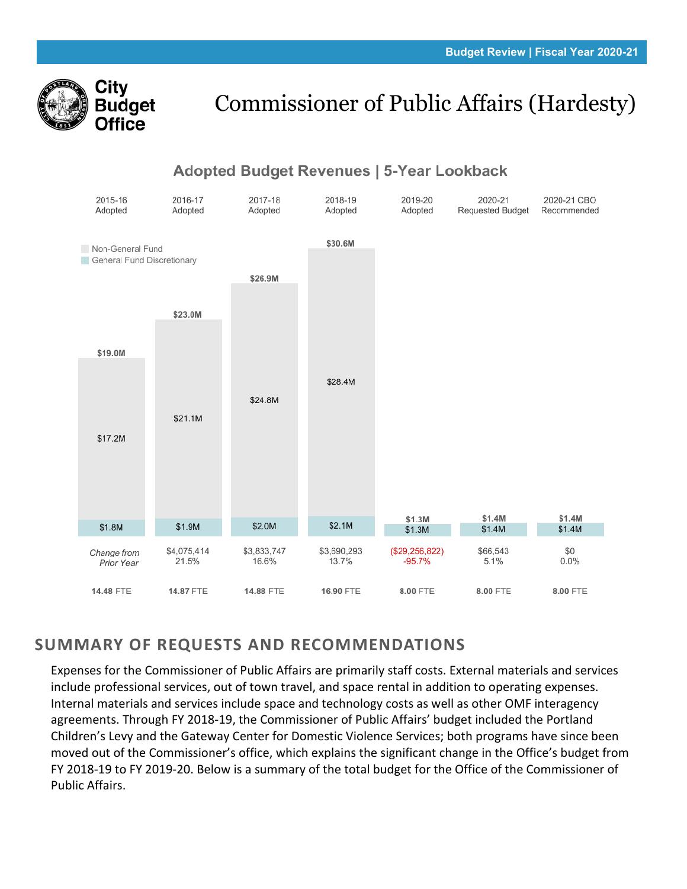# Commissioner of Public Affairs (Hardesty)

## Adopted Budget Revenues | 5-Year Lookback

| | 2015-16 Adopted | 2016-17 Adopted | 2017-18 Adopted | 2018-19 Adopted | 2019-20 Adopted | 2020-21 Requested Budget | 2020-21 CBO Recommended |
|---|---|---|---|---|---|---|---|
| Total | $19.0M | $23.0M | $26.9M | $30.6M | $1.3M | $1.4M | $1.4M |
| Non-General Fund | $17.2M | $21.1M | $24.8M | $28.4M | | | |
| General Fund Discretionary | $1.8M | $1.9M | $2.0M | $2.1M | $1.3M | $1.4M | $1.4M |
| *Change from Prior Year* | | $4,075,414 21.5% | $3,833,747 16.6% | $3,690,293 13.7% | ($29,256,822) -95.7% | $66,543 5.1% | $0 0.0% |
| FTE | 14.48 FTE | 14.87 FTE | 14.88 FTE | 16.90 FTE | 8.00 FTE | 8.00 FTE | 8.00 FTE |

## SUMMARY OF REQUESTS AND RECOMMENDATIONS

Expenses for the Commissioner of Public Affairs are primarily staff costs. External materials and services include professional services, out of town travel, and space rental in addition to operating expenses. Internal materials and services include space and technology costs as well as other OMF interagency agreements. Through FY 2018-19, the Commissioner of Public Affairs' budget included the Portland Children's Levy and the Gateway Center for Domestic Violence Services; both programs have since been moved out of the Commissioner's office, which explains the significant change in the Office's budget from FY 2018-19 to FY 2019-20. Below is a summary of the total budget for the Office of the Commissioner of Public Affairs.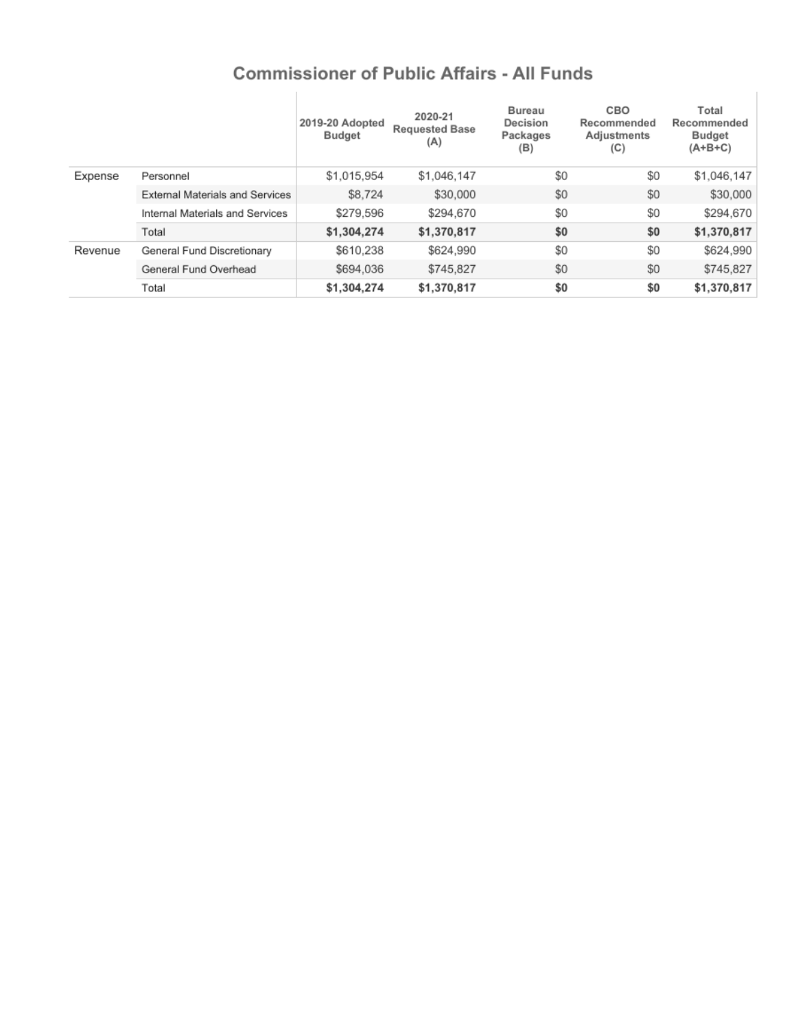# Commissioner of Public Affairs - All Funds

| | | 2019-20 Adopted Budget | 2020-21 Requested Base (A) | Bureau Decision Packages (B) | CBO Recommended Adjustments (C) | Total Recommended Budget (A+B+C) |
|---|---|---|---|---|---|---|
| Expense | Personnel | $1,015,954 | $1,046,147 | $0 | $0 | $1,046,147 |
| | External Materials and Services | $8,724 | $30,000 | $0 | $0 | $30,000 |
| | Internal Materials and Services | $279,596 | $294,670 | $0 | $0 | $294,670 |
| | Total | **$1,304,274** | **$1,370,817** | **$0** | **$0** | **$1,370,817** |
| Revenue | General Fund Discretionary | $610,238 | $624,990 | $0 | $0 | $624,990 |
| | General Fund Overhead | $694,036 | $745,827 | $0 | $0 | $745,827 |
| | Total | **$1,304,274** | **$1,370,817** | **$0** | **$0** | **$1,370,817** |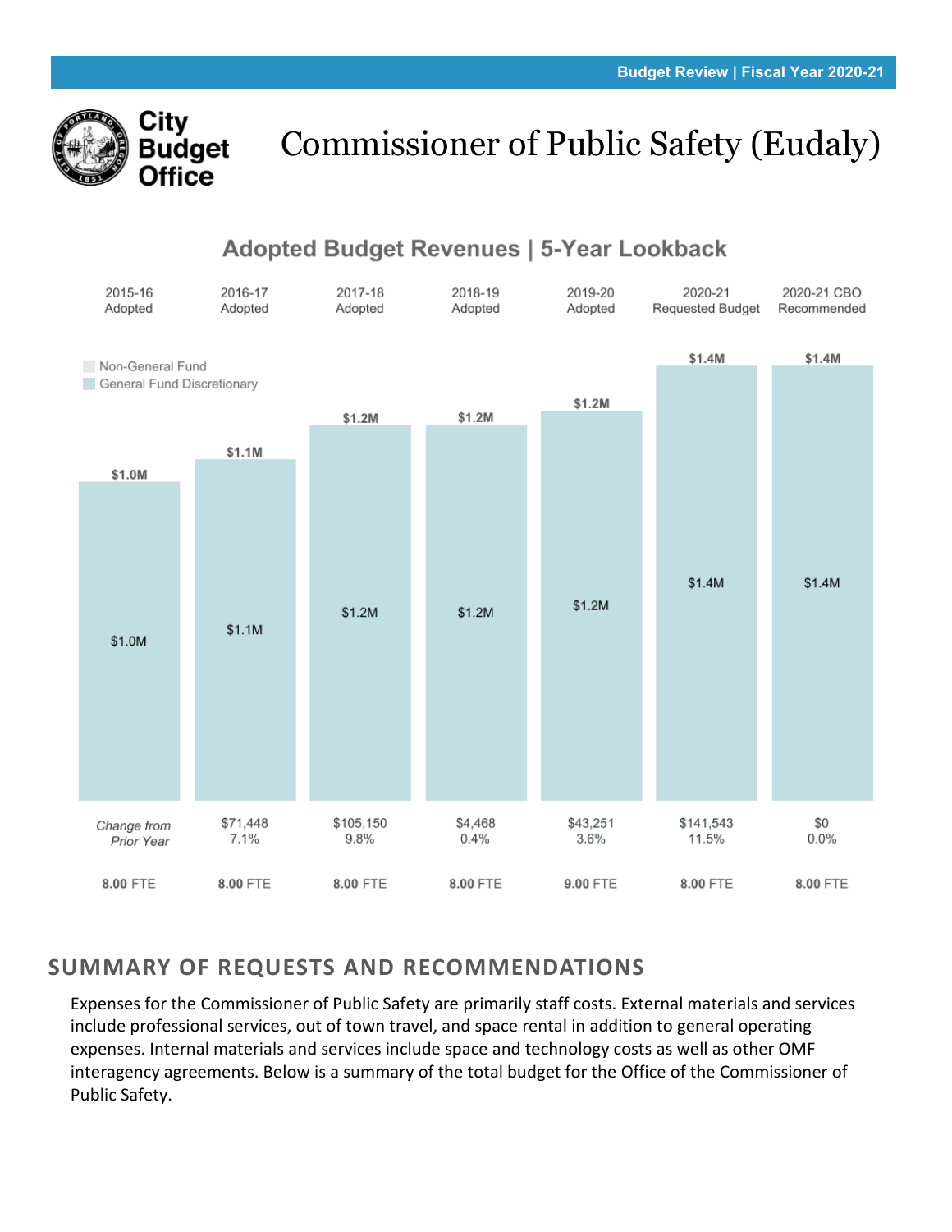# Commissioner of Public Safety (Eudaly)

## Adopted Budget Revenues | 5-Year Lookback

| | 2015-16 Adopted | 2016-17 Adopted | 2017-18 Adopted | 2018-19 Adopted | 2019-20 Adopted | 2020-21 Requested Budget | 2020-21 CBO Recommended |
|---|---|---|---|---|---|---|---|
| Total | $1.0M | $1.1M | $1.2M | $1.2M | $1.2M | $1.4M | $1.4M |
| General Fund Discretionary | $1.0M | $1.1M | $1.2M | $1.2M | $1.2M | $1.4M | $1.4M |
| *Change from Prior Year* | | $71,448<br>7.1% | $105,150<br>9.8% | $4,468<br>0.4% | $43,251<br>3.6% | $141,543<br>11.5% | $0<br>0.0% |
| FTE | 8.00 FTE | 8.00 FTE | 8.00 FTE | 8.00 FTE | 9.00 FTE | 8.00 FTE | 8.00 FTE |

Legend: Non-General Fund; General Fund Discretionary

## SUMMARY OF REQUESTS AND RECOMMENDATIONS

Expenses for the Commissioner of Public Safety are primarily staff costs. External materials and services include professional services, out of town travel, and space rental in addition to general operating expenses. Internal materials and services include space and technology costs as well as other OMF interagency agreements. Below is a summary of the total budget for the Office of the Commissioner of Public Safety.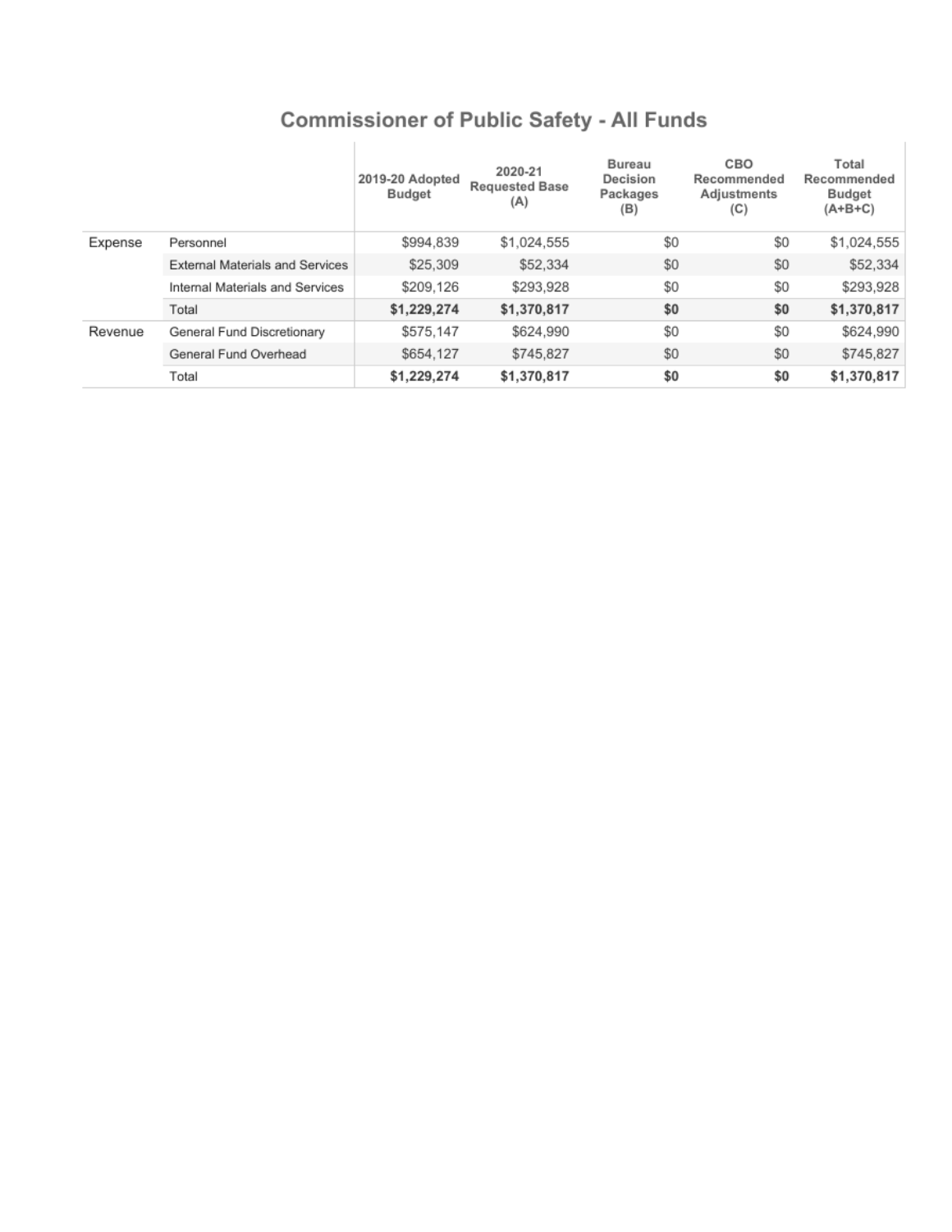## Commissioner of Public Safety - All Funds

| | | 2019-20 Adopted Budget | 2020-21 Requested Base (A) | Bureau Decision Packages (B) | CBO Recommended Adjustments (C) | Total Recommended Budget (A+B+C) |
|---|---|---|---|---|---|---|
| Expense | Personnel | $994,839 | $1,024,555 | $0 | $0 | $1,024,555 |
| | External Materials and Services | $25,309 | $52,334 | $0 | $0 | $52,334 |
| | Internal Materials and Services | $209,126 | $293,928 | $0 | $0 | $293,928 |
| | Total | **$1,229,274** | **$1,370,817** | **$0** | **$0** | **$1,370,817** |
| Revenue | General Fund Discretionary | $575,147 | $624,990 | $0 | $0 | $624,990 |
| | General Fund Overhead | $654,127 | $745,827 | $0 | $0 | $745,827 |
| | Total | **$1,229,274** | **$1,370,817** | **$0** | **$0** | **$1,370,817** |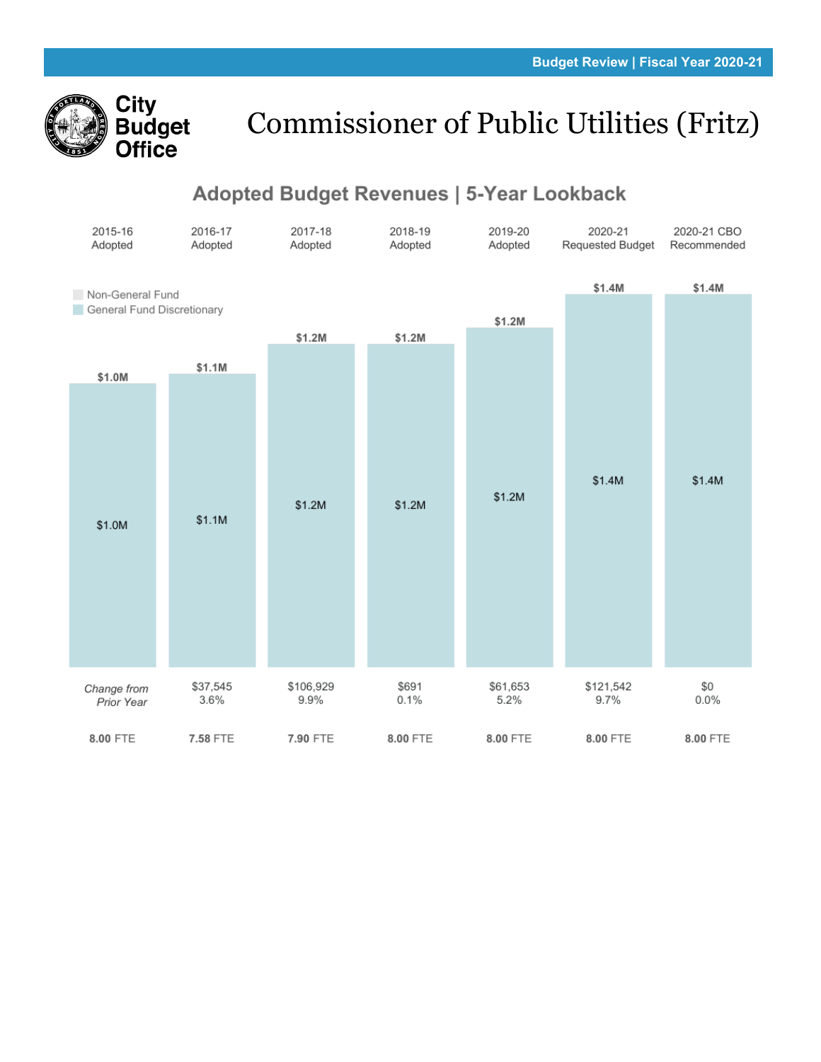# Commissioner of Public Utilities (Fritz)

## Adopted Budget Revenues | 5-Year Lookback

Non-General Fund
General Fund Discretionary

| | 2015-16 Adopted | 2016-17 Adopted | 2017-18 Adopted | 2018-19 Adopted | 2019-20 Adopted | 2020-21 Requested Budget | 2020-21 CBO Recommended |
|---|---|---|---|---|---|---|---|
| Total | $1.0M | $1.1M | $1.2M | $1.2M | $1.2M | $1.4M | $1.4M |
| General Fund Discretionary | $1.0M | $1.1M | $1.2M | $1.2M | $1.2M | $1.4M | $1.4M |
| *Change from Prior Year* | | $37,545<br>3.6% | $106,929<br>9.9% | $691<br>0.1% | $61,653<br>5.2% | $121,542<br>9.7% | $0<br>0.0% |
| FTE | **8.00** FTE | **7.58** FTE | **7.90** FTE | **8.00** FTE | **8.00** FTE | **8.00** FTE | **8.00** FTE |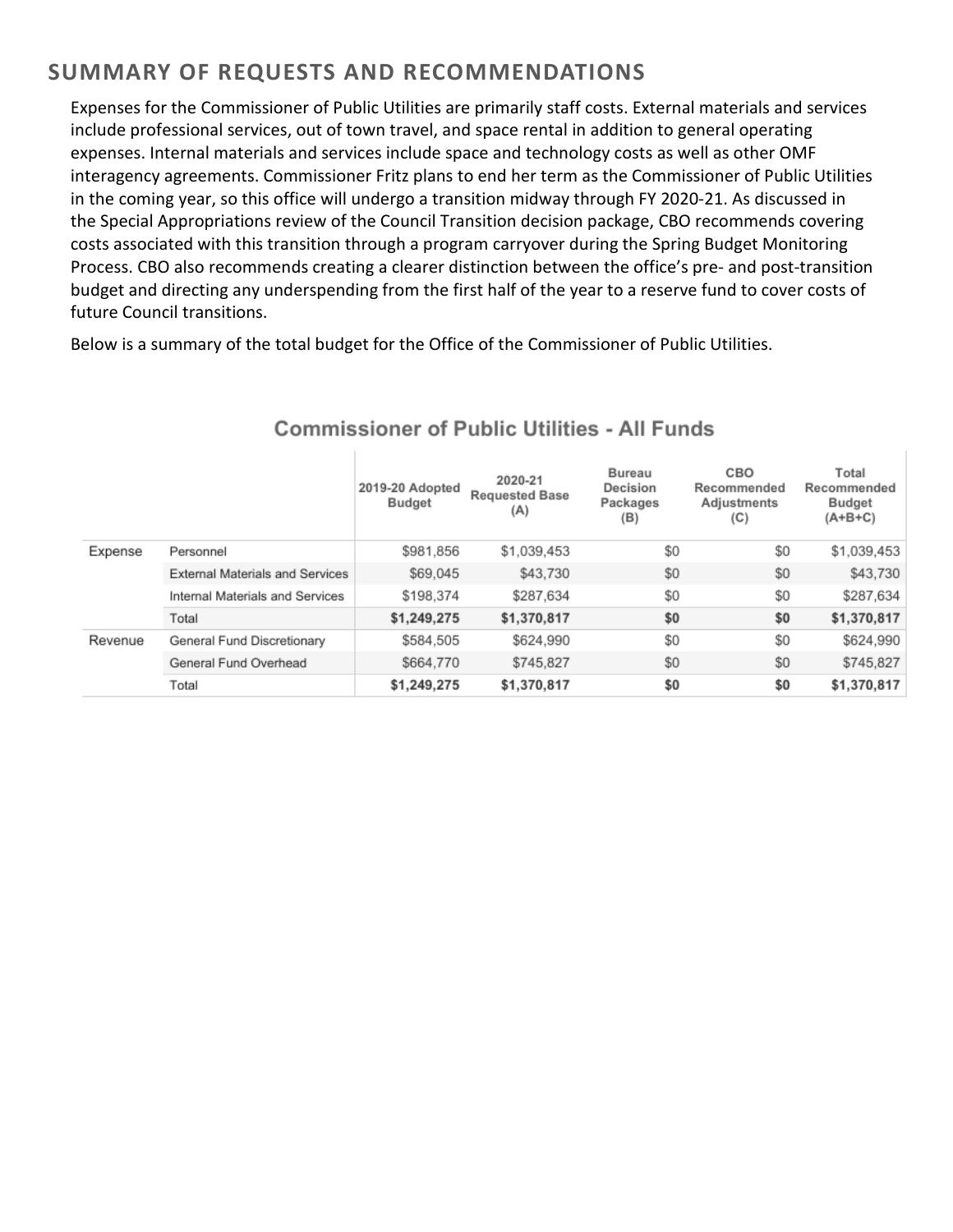## SUMMARY OF REQUESTS AND RECOMMENDATIONS

Expenses for the Commissioner of Public Utilities are primarily staff costs. External materials and services include professional services, out of town travel, and space rental in addition to general operating expenses. Internal materials and services include space and technology costs as well as other OMF interagency agreements. Commissioner Fritz plans to end her term as the Commissioner of Public Utilities in the coming year, so this office will undergo a transition midway through FY 2020-21. As discussed in the Special Appropriations review of the Council Transition decision package, CBO recommends covering costs associated with this transition through a program carryover during the Spring Budget Monitoring Process. CBO also recommends creating a clearer distinction between the office's pre- and post-transition budget and directing any underspending from the first half of the year to a reserve fund to cover costs of future Council transitions.

Below is a summary of the total budget for the Office of the Commissioner of Public Utilities.

**Commissioner of Public Utilities - All Funds**

| | | 2019-20 Adopted Budget | 2020-21 Requested Base (A) | Bureau Decision Packages (B) | CBO Recommended Adjustments (C) | Total Recommended Budget (A+B+C) |
|---|---|---|---|---|---|---|
| Expense | Personnel | $981,856 | $1,039,453 | $0 | $0 | $1,039,453 |
| | External Materials and Services | $69,045 | $43,730 | $0 | $0 | $43,730 |
| | Internal Materials and Services | $198,374 | $287,634 | $0 | $0 | $287,634 |
| | Total | **$1,249,275** | **$1,370,817** | **$0** | **$0** | **$1,370,817** |
| Revenue | General Fund Discretionary | $584,505 | $624,990 | $0 | $0 | $624,990 |
| | General Fund Overhead | $664,770 | $745,827 | $0 | $0 | $745,827 |
| | Total | **$1,249,275** | **$1,370,817** | **$0** | **$0** | **$1,370,817** |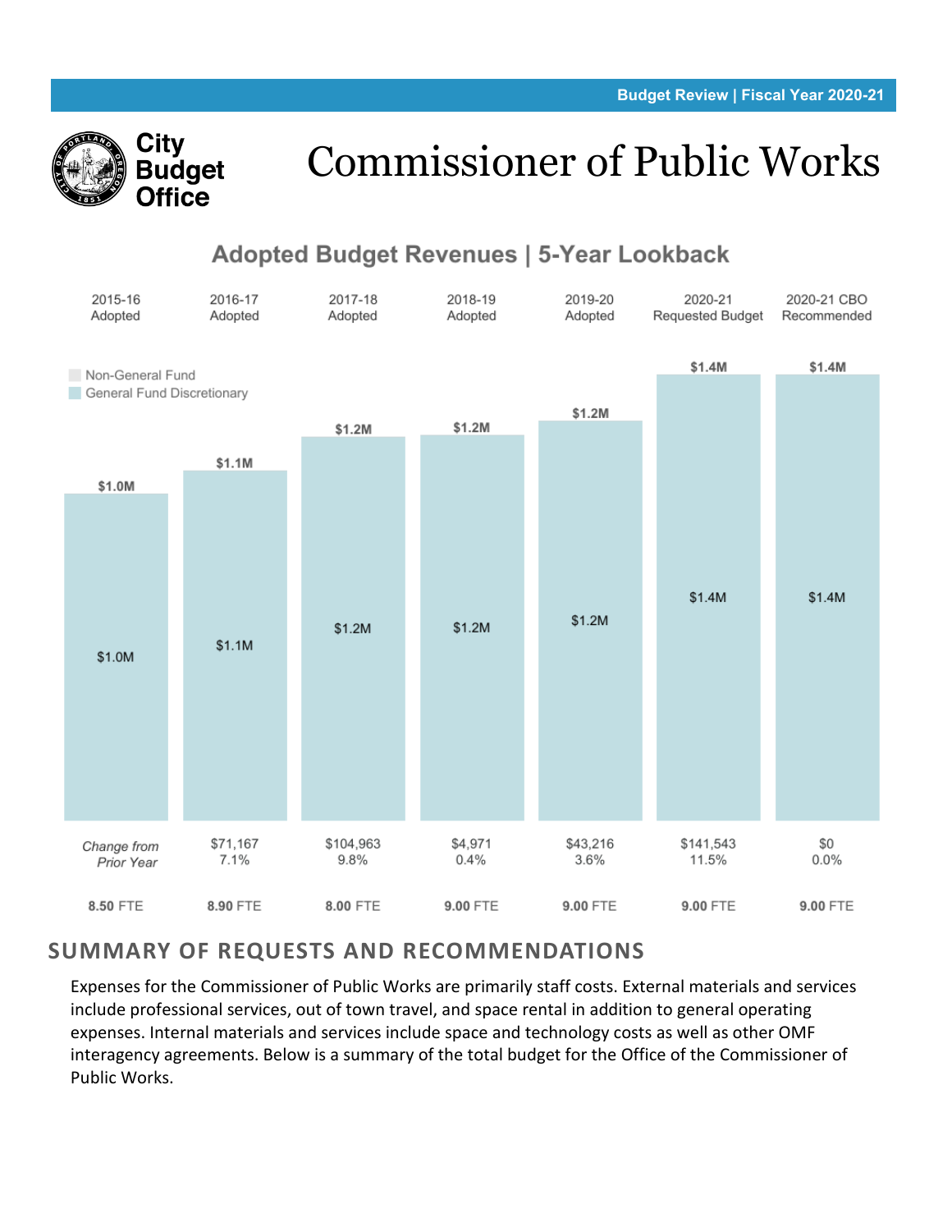# Commissioner of Public Works

City Budget Office

## Adopted Budget Revenues | 5-Year Lookback

Non-General Fund
General Fund Discretionary

| | 2015-16 Adopted | 2016-17 Adopted | 2017-18 Adopted | 2018-19 Adopted | 2019-20 Adopted | 2020-21 Requested Budget | 2020-21 CBO Recommended |
|---|---|---|---|---|---|---|---|
| Total | $1.0M | $1.1M | $1.2M | $1.2M | $1.2M | $1.4M | $1.4M |
| General Fund Discretionary | $1.0M | $1.1M | $1.2M | $1.2M | $1.2M | $1.4M | $1.4M |
| *Change from Prior Year* | | $71,167<br>7.1% | $104,963<br>9.8% | $4,971<br>0.4% | $43,216<br>3.6% | $141,543<br>11.5% | $0<br>0.0% |
| FTE | **8.50** FTE | **8.90** FTE | **8.00** FTE | **9.00** FTE | **9.00** FTE | **9.00** FTE | **9.00** FTE |

## SUMMARY OF REQUESTS AND RECOMMENDATIONS

Expenses for the Commissioner of Public Works are primarily staff costs. External materials and services include professional services, out of town travel, and space rental in addition to general operating expenses. Internal materials and services include space and technology costs as well as other OMF interagency agreements. Below is a summary of the total budget for the Office of the Commissioner of Public Works.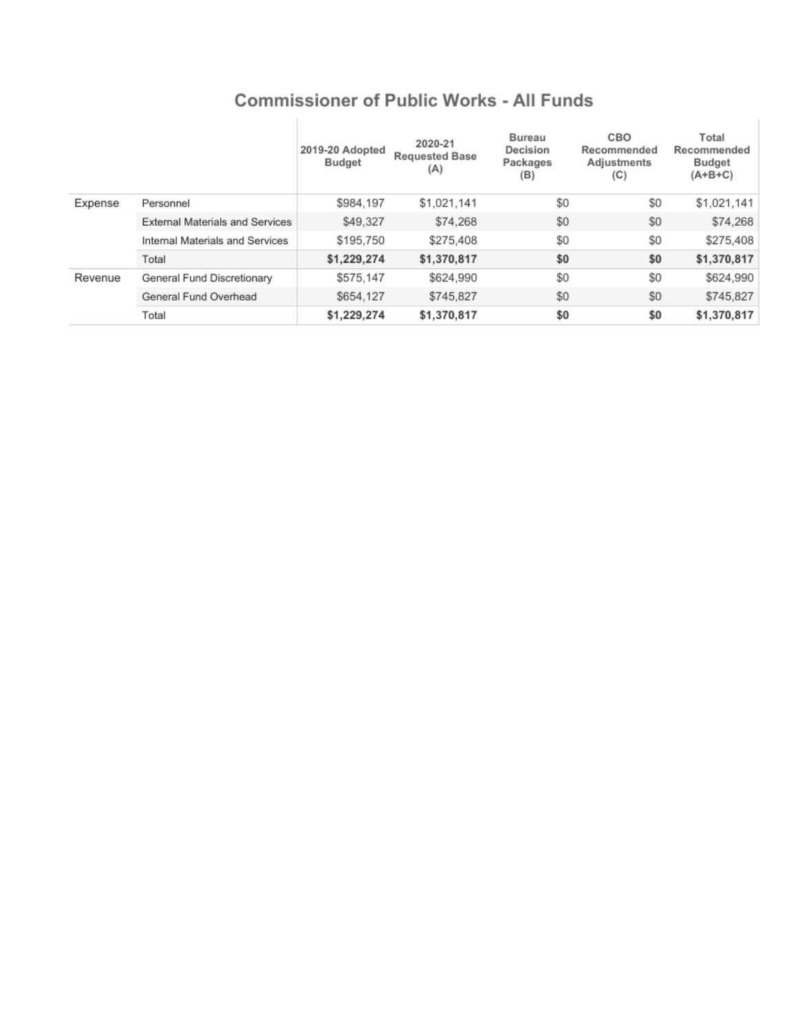## Commissioner of Public Works - All Funds

| | | 2019-20 Adopted Budget | 2020-21 Requested Base (A) | Bureau Decision Packages (B) | CBO Recommended Adjustments (C) | Total Recommended Budget (A+B+C) |
|---|---|---|---|---|---|---|
| Expense | Personnel | $984,197 | $1,021,141 | $0 | $0 | $1,021,141 |
| | External Materials and Services | $49,327 | $74,268 | $0 | $0 | $74,268 |
| | Internal Materials and Services | $195,750 | $275,408 | $0 | $0 | $275,408 |
| | Total | **$1,229,274** | **$1,370,817** | **$0** | **$0** | **$1,370,817** |
| Revenue | General Fund Discretionary | $575,147 | $624,990 | $0 | $0 | $624,990 |
| | General Fund Overhead | $654,127 | $745,827 | $0 | $0 | $745,827 |
| | Total | **$1,229,274** | **$1,370,817** | **$0** | **$0** | **$1,370,817** |